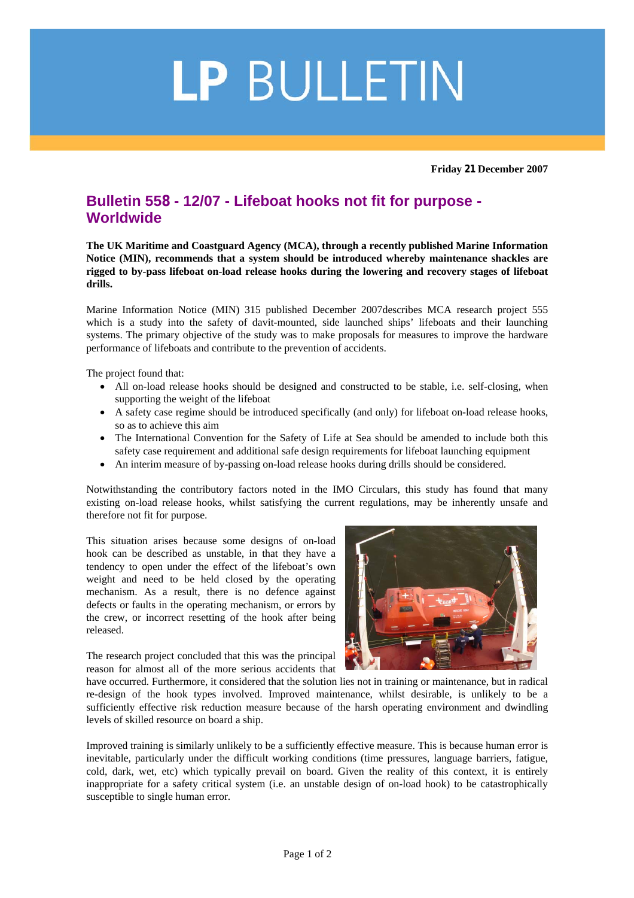# LP BULLETIN

**Friday 21 December 2007**

## Bulletin 558 - 12/07 - Lifeboat hooks not fit for purpose - Worldwide

**The UK Maritime and Coastguard Agency (MCA), through a recently published Marine Information Notice (MIN), recommends that a system should be introduced whereby maintenance shackles are rigged to by-pass lifeboat on-load release hooks during the lowering and recovery stages of lifeboat drills.**

Marine Information Notice (MIN) 315 published December 2007describes MCA research project 555 which is a study into the safety of davit-mounted, side launched ships' lifeboats and their launching systems. The primary objective of the study was to make proposals for measures to improve the hardware performance of lifeboats and contribute to the prevention of accidents.

The project found that:

- All on-load release hooks should be designed and constructed to be stable, i.e. self-closing, when supporting the weight of the lifeboat
- A safety case regime should be introduced specifically (and only) for lifeboat on-load release hooks, so as to achieve this aim
- The International Convention for the Safety of Life at Sea should be amended to include both this safety case requirement and additional safe design requirements for lifeboat launching equipment
- An interim measure of by-passing on-load release hooks during drills should be considered.

Notwithstanding the contributory factors noted in the IMO Circulars, this study has found that many existing on-load release hooks, whilst satisfying the current regulations, may be inherently unsafe and therefore not fit for purpose.

This situation arises because some designs of on-load hook can be described as unstable, in that they have a tendency to open under the effect of the lifeboat's own weight and need to be held closed by the operating mechanism. As a result, there is no defence against defects or faults in the operating mechanism, or errors by the crew, or incorrect resetting of the hook after being released.

The research project concluded that this was the principal reason for almost all of the more serious accidents that have occurred. Furthermore, it considered that the solution lies not in training or maintenance, but in radical re-design of the hook types involved. Improved maintenance, whilst desirable, is unlikely to be a sufficiently effective risk reduction measure because of the harsh operating environment and dwindling levels of skilled resource on board a ship.

Improved training is similarly unlikely to be a sufficiently effective measure. This is because human error is inevitable, particularly under the difficult working conditions (time pressures, language barriers, fatigue, cold, dark, wet, etc) which typically prevail on board. Given the reality of this context, it is entirely inappropriate for a safety critical system (i.e. an unstable design of on-load hook) to be catastrophically susceptible to single human error.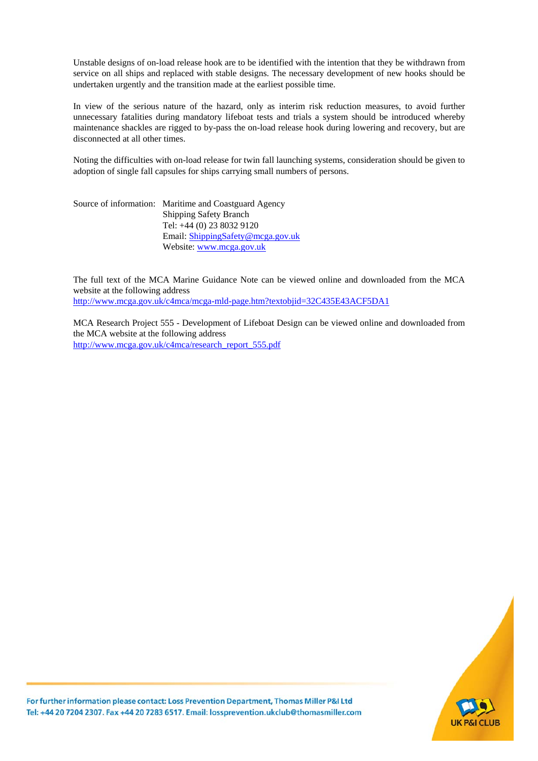Unstable designs of on-load release hook are to be identified with the intention that they be withdrawn from service on all ships and replaced with stable designs. The necessary development of new hooks should be undertaken urgently and the transition made at the earliest possible time.

In view of the serious nature of the hazard, only as interim risk reduction measures, to avoid further unnecessary fatalities during mandatory lifeboat tests and trials a system should be introduced whereby maintenance shackles are rigged to by-pass the on-load release hook during lowering and recovery, but are disconnected at all other times.

Noting the difficulties with on-load release for twin fall launching systems, consideration should be given to adoption of single fall capsules for ships carrying small numbers of persons.

Source of information: Maritime and Coastguard Agency
Shipping Safety Branch
Tel: +44 (0) 23 8032 9120
Email: ShippingSafety@mcga.gov.uk
Website: www.mcga.gov.uk

The full text of the MCA Marine Guidance Note can be viewed online and downloaded from the MCA website at the following address
http://www.mcga.gov.uk/c4mca/mcga-mld-page.htm?textobjid=32C435E43ACF5DA1

MCA Research Project 555 - Development of Lifeboat Design can be viewed online and downloaded from the MCA website at the following address
http://www.mcga.gov.uk/c4mca/research_report_555.pdf

For further information please contact: Loss Prevention Department, Thomas Miller P&I Ltd
Tel: +44 20 7204 2307. Fax +44 20 7283 6517. Email: lossprevention.ukclub@thomasmiller.com

UK P&I CLUB